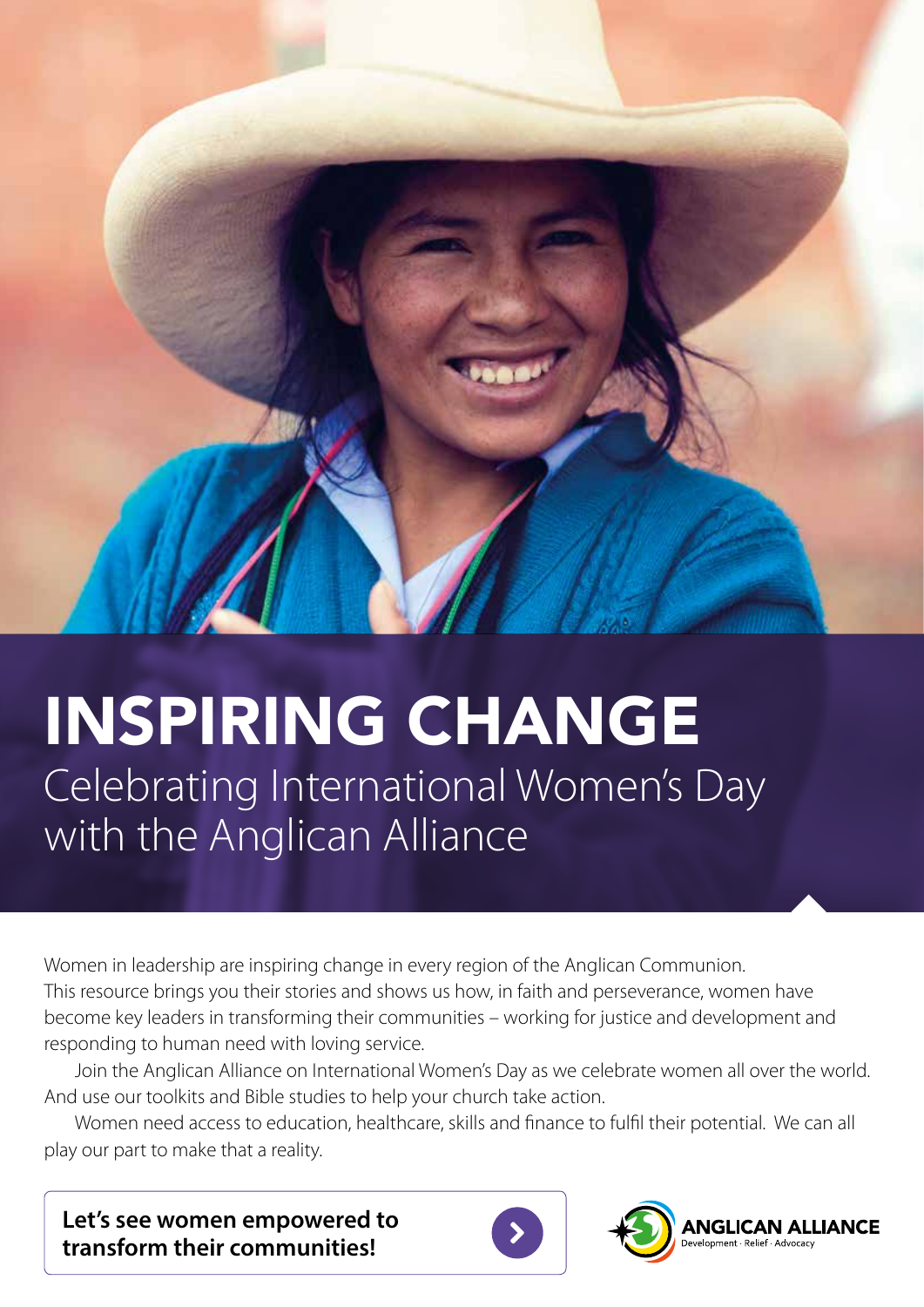# INSPIRING CHANGE

## Celebrating International Women's Day with the Anglican Alliance

Women in leadership are inspiring change in every region of the Anglican Communion. This resource brings you their stories and shows us how, in faith and perseverance, women have become key leaders in transforming their communities – working for justice and development and responding to human need with loving service.

Join the Anglican Alliance on International Women's Day as we celebrate women all over the world. And use our toolkits and Bible studies to help your church take action.

Women need access to education, healthcare, skills and finance to fulfil their potential. We can all play our part to make that a reality.

**Let's see women empowered to transform their communities!**

ANGLICAN ALLIANCE
Development · Relief · Advocacy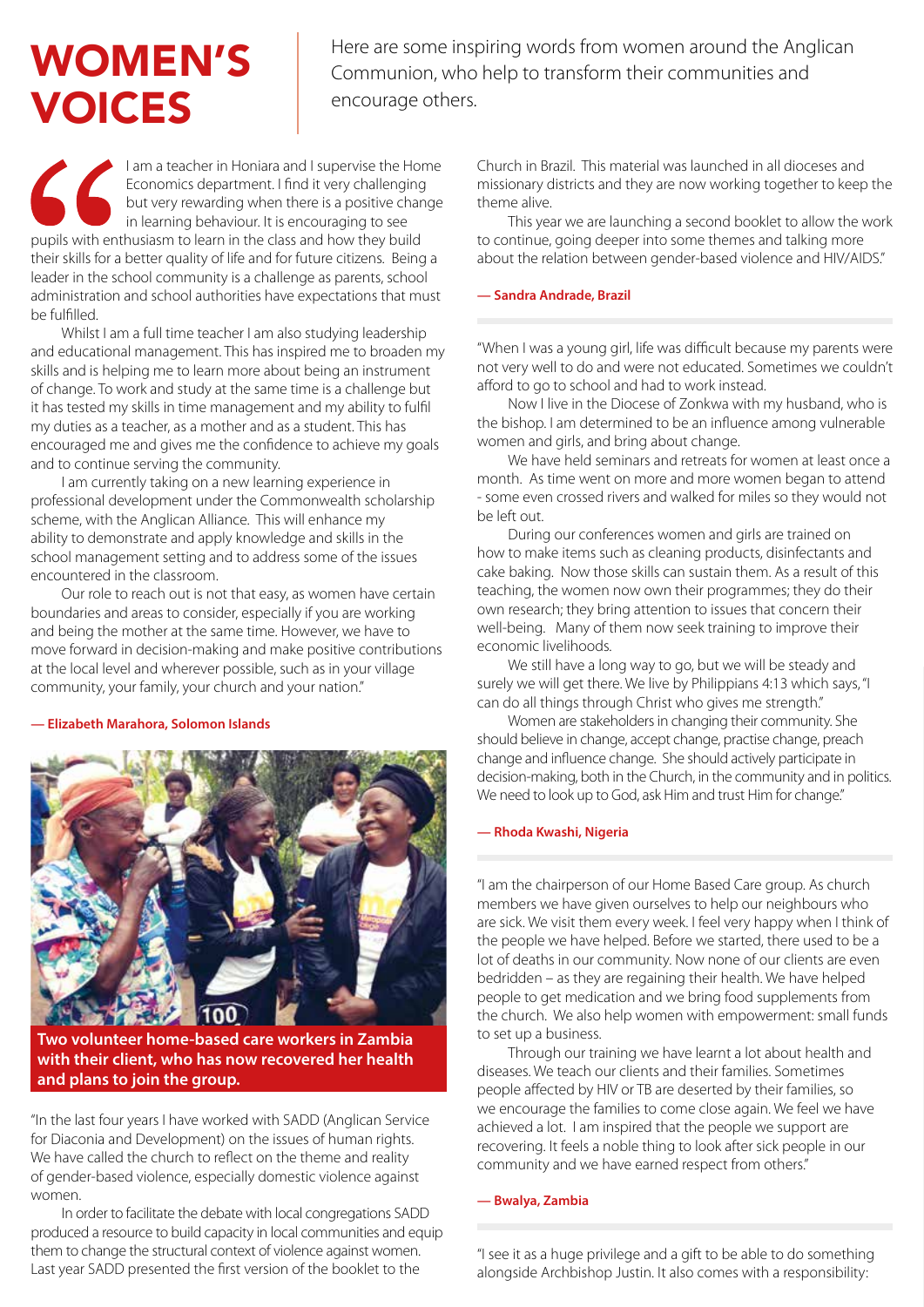# WOMEN'S VOICES

Here are some inspiring words from women around the Anglican Communion, who help to transform their communities and encourage others.

"I am a teacher in Honiara and I supervise the Home Economics department. I find it very challenging but very rewarding when there is a positive change in learning behaviour. It is encouraging to see pupils with enthusiasm to learn in the class and how they build their skills for a better quality of life and for future citizens. Being a leader in the school community is a challenge as parents, school administration and school authorities have expectations that must be fulfilled.

Whilst I am a full time teacher I am also studying leadership and educational management. This has inspired me to broaden my skills and is helping me to learn more about being an instrument of change. To work and study at the same time is a challenge but it has tested my skills in time management and my ability to fulfil my duties as a teacher, as a mother and as a student. This has encouraged me and gives me the confidence to achieve my goals and to continue serving the community.

I am currently taking on a new learning experience in professional development under the Commonwealth scholarship scheme, with the Anglican Alliance. This will enhance my ability to demonstrate and apply knowledge and skills in the school management setting and to address some of the issues encountered in the classroom.

Our role to reach out is not that easy, as women have certain boundaries and areas to consider, especially if you are working and being the mother at the same time. However, we have to move forward in decision-making and make positive contributions at the local level and wherever possible, such as in your village community, your family, your church and your nation."

**— Elizabeth Marahora, Solomon Islands**

**Two volunteer home-based care workers in Zambia with their client, who has now recovered her health and plans to join the group.**

"In the last four years I have worked with SADD (Anglican Service for Diaconia and Development) on the issues of human rights. We have called the church to reflect on the theme and reality of gender-based violence, especially domestic violence against women.

In order to facilitate the debate with local congregations SADD produced a resource to build capacity in local communities and equip them to change the structural context of violence against women. Last year SADD presented the first version of the booklet to the Church in Brazil. This material was launched in all dioceses and missionary districts and they are now working together to keep the theme alive.

This year we are launching a second booklet to allow the work to continue, going deeper into some themes and talking more about the relation between gender-based violence and HIV/AIDS."

**— Sandra Andrade, Brazil**

"When I was a young girl, life was difficult because my parents were not very well to do and were not educated. Sometimes we couldn't afford to go to school and had to work instead.

Now I live in the Diocese of Zonkwa with my husband, who is the bishop. I am determined to be an influence among vulnerable women and girls, and bring about change.

We have held seminars and retreats for women at least once a month. As time went on more and more women began to attend - some even crossed rivers and walked for miles so they would not be left out.

During our conferences women and girls are trained on how to make items such as cleaning products, disinfectants and cake baking. Now those skills can sustain them. As a result of this teaching, the women now own their programmes; they do their own research; they bring attention to issues that concern their well-being. Many of them now seek training to improve their economic livelihoods.

We still have a long way to go, but we will be steady and surely we will get there. We live by Philippians 4:13 which says, "I can do all things through Christ who gives me strength."

Women are stakeholders in changing their community. She should believe in change, accept change, practise change, preach change and influence change. She should actively participate in decision-making, both in the Church, in the community and in politics. We need to look up to God, ask Him and trust Him for change."

**— Rhoda Kwashi, Nigeria**

"I am the chairperson of our Home Based Care group. As church members we have given ourselves to help our neighbours who are sick. We visit them every week. I feel very happy when I think of the people we have helped. Before we started, there used to be a lot of deaths in our community. Now none of our clients are even bedridden – as they are regaining their health. We have helped people to get medication and we bring food supplements from the church. We also help women with empowerment: small funds to set up a business.

Through our training we have learnt a lot about health and diseases. We teach our clients and their families. Sometimes people affected by HIV or TB are deserted by their families, so we encourage the families to come close again. We feel we have achieved a lot. I am inspired that the people we support are recovering. It feels a noble thing to look after sick people in our community and we have earned respect from others."

**— Bwalya, Zambia**

"I see it as a huge privilege and a gift to be able to do something alongside Archbishop Justin. It also comes with a responsibility: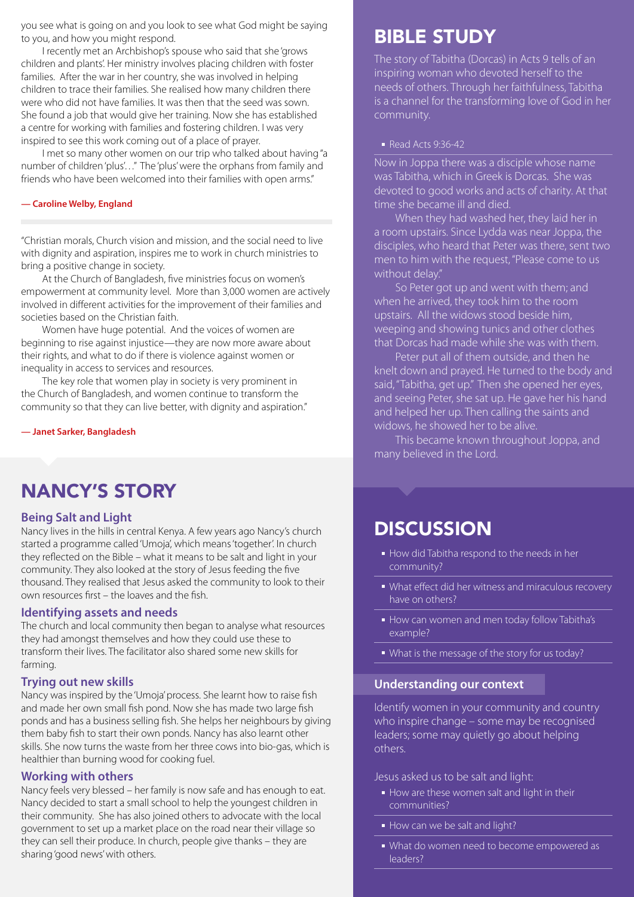you see what is going on and you look to see what God might be saying to you, and how you might respond.

I recently met an Archbishop's spouse who said that she 'grows children and plants'. Her ministry involves placing children with foster families. After the war in her country, she was involved in helping children to trace their families. She realised how many children there were who did not have families. It was then that the seed was sown. She found a job that would give her training. Now she has established a centre for working with families and fostering children. I was very inspired to see this work coming out of a place of prayer.

I met so many other women on our trip who talked about having "a number of children 'plus'…" The 'plus' were the orphans from family and friends who have been welcomed into their families with open arms."

**— Caroline Welby, England**

"Christian morals, Church vision and mission, and the social need to live with dignity and aspiration, inspires me to work in church ministries to bring a positive change in society.

At the Church of Bangladesh, five ministries focus on women's empowerment at community level. More than 3,000 women are actively involved in different activities for the improvement of their families and societies based on the Christian faith.

Women have huge potential. And the voices of women are beginning to rise against injustice—they are now more aware about their rights, and what to do if there is violence against women or inequality in access to services and resources.

The key role that women play in society is very prominent in the Church of Bangladesh, and women continue to transform the community so that they can live better, with dignity and aspiration."

**— Janet Sarker, Bangladesh**

## NANCY'S STORY

### Being Salt and Light

Nancy lives in the hills in central Kenya. A few years ago Nancy's church started a programme called 'Umoja', which means 'together'. In church they reflected on the Bible – what it means to be salt and light in your community. They also looked at the story of Jesus feeding the five thousand. They realised that Jesus asked the community to look to their own resources first – the loaves and the fish.

### Identifying assets and needs

The church and local community then began to analyse what resources they had amongst themselves and how they could use these to transform their lives. The facilitator also shared some new skills for farming.

### Trying out new skills

Nancy was inspired by the 'Umoja' process. She learnt how to raise fish and made her own small fish pond. Now she has made two large fish ponds and has a business selling fish. She helps her neighbours by giving them baby fish to start their own ponds. Nancy has also learnt other skills. She now turns the waste from her three cows into bio-gas, which is healthier than burning wood for cooking fuel.

### Working with others

Nancy feels very blessed – her family is now safe and has enough to eat. Nancy decided to start a small school to help the youngest children in their community. She has also joined others to advocate with the local government to set up a market place on the road near their village so they can sell their produce. In church, people give thanks – they are sharing 'good news' with others.

## BIBLE STUDY

The story of Tabitha (Dorcas) in Acts 9 tells of an inspiring woman who devoted herself to the needs of others. Through her faithfulness, Tabitha is a channel for the transforming love of God in her community.

- Read Acts 9:36-42

Now in Joppa there was a disciple whose name was Tabitha, which in Greek is Dorcas. She was devoted to good works and acts of charity. At that time she became ill and died.

When they had washed her, they laid her in a room upstairs. Since Lydda was near Joppa, the disciples, who heard that Peter was there, sent two men to him with the request, "Please come to us without delay."

So Peter got up and went with them; and when he arrived, they took him to the room upstairs. All the widows stood beside him, weeping and showing tunics and other clothes that Dorcas had made while she was with them.

Peter put all of them outside, and then he knelt down and prayed. He turned to the body and said, "Tabitha, get up." Then she opened her eyes, and seeing Peter, she sat up. He gave her his hand and helped her up. Then calling the saints and widows, he showed her to be alive.

This became known throughout Joppa, and many believed in the Lord.

## DISCUSSION

- How did Tabitha respond to the needs in her community?
- What effect did her witness and miraculous recovery have on others?
- How can women and men today follow Tabitha's example?
- What is the message of the story for us today?

### Understanding our context

Identify women in your community and country who inspire change – some may be recognised leaders; some may quietly go about helping others.

Jesus asked us to be salt and light:

- How are these women salt and light in their communities?
- How can we be salt and light?
- What do women need to become empowered as leaders?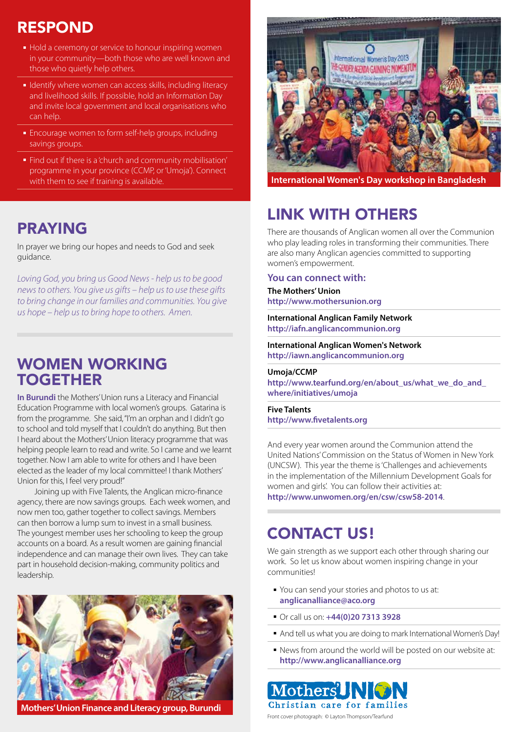## RESPOND

- Hold a ceremony or service to honour inspiring women in your community—both those who are well known and those who quietly help others.
- Identify where women can access skills, including literacy and livelihood skills. If possible, hold an Information Day and invite local government and local organisations who can help.
- Encourage women to form self-help groups, including savings groups.
- Find out if there is a 'church and community mobilisation' programme in your province (CCMP, or 'Umoja'). Connect with them to see if training is available.

## PRAYING

In prayer we bring our hopes and needs to God and seek guidance.

*Loving God, you bring us Good News - help us to be good news to others. You give us gifts – help us to use these gifts to bring change in our families and communities. You give us hope – help us to bring hope to others. Amen.*

## WOMEN WORKING TOGETHER

**In Burundi** the Mothers' Union runs a Literacy and Financial Education Programme with local women's groups. Gatarina is from the programme. She said, "I'm an orphan and I didn't go to school and told myself that I couldn't do anything. But then I heard about the Mothers' Union literacy programme that was helping people learn to read and write. So I came and we learnt together. Now I am able to write for others and I have been elected as the leader of my local committee! I thank Mothers' Union for this, I feel very proud!"

Joining up with Five Talents, the Anglican micro-finance agency, there are now savings groups. Each week women, and now men too, gather together to collect savings. Members can then borrow a lump sum to invest in a small business. The youngest member uses her schooling to keep the group accounts on a board. As a result women are gaining financial independence and can manage their own lives. They can take part in household decision-making, community politics and leadership.

**Mothers' Union Finance and Literacy group, Burundi**

**International Women's Day workshop in Bangladesh**

## LINK WITH OTHERS

There are thousands of Anglican women all over the Communion who play leading roles in transforming their communities. There are also many Anglican agencies committed to supporting women's empowerment.

### You can connect with:

**The Mothers' Union**
http://www.mothersunion.org

**International Anglican Family Network**
http://iafn.anglicancommunion.org

**International Anglican Women's Network**
http://iawn.anglicancommunion.org

**Umoja/CCMP**
http://www.tearfund.org/en/about_us/what_we_do_and_where/initiatives/umoja

**Five Talents**
http://www.fivetalents.org

And every year women around the Communion attend the United Nations' Commission on the Status of Women in New York (UNCSW). This year the theme is 'Challenges and achievements in the implementation of the Millennium Development Goals for women and girls'. You can follow their activities at: **http://www.unwomen.org/en/csw/csw58-2014**.

## CONTACT US!

We gain strength as we support each other through sharing our work. So let us know about women inspiring change in your communities!

- You can send your stories and photos to us at: **anglicanalliance@aco.org**
- Or call us on: **+44(0)20 7313 3928**
- And tell us what you are doing to mark International Women's Day!
- News from around the world will be posted on our website at: **http://www.anglicanalliance.org**

Mothers' Union
Christian care for families

Front cover photograph: © Layton Thompson/Tearfund